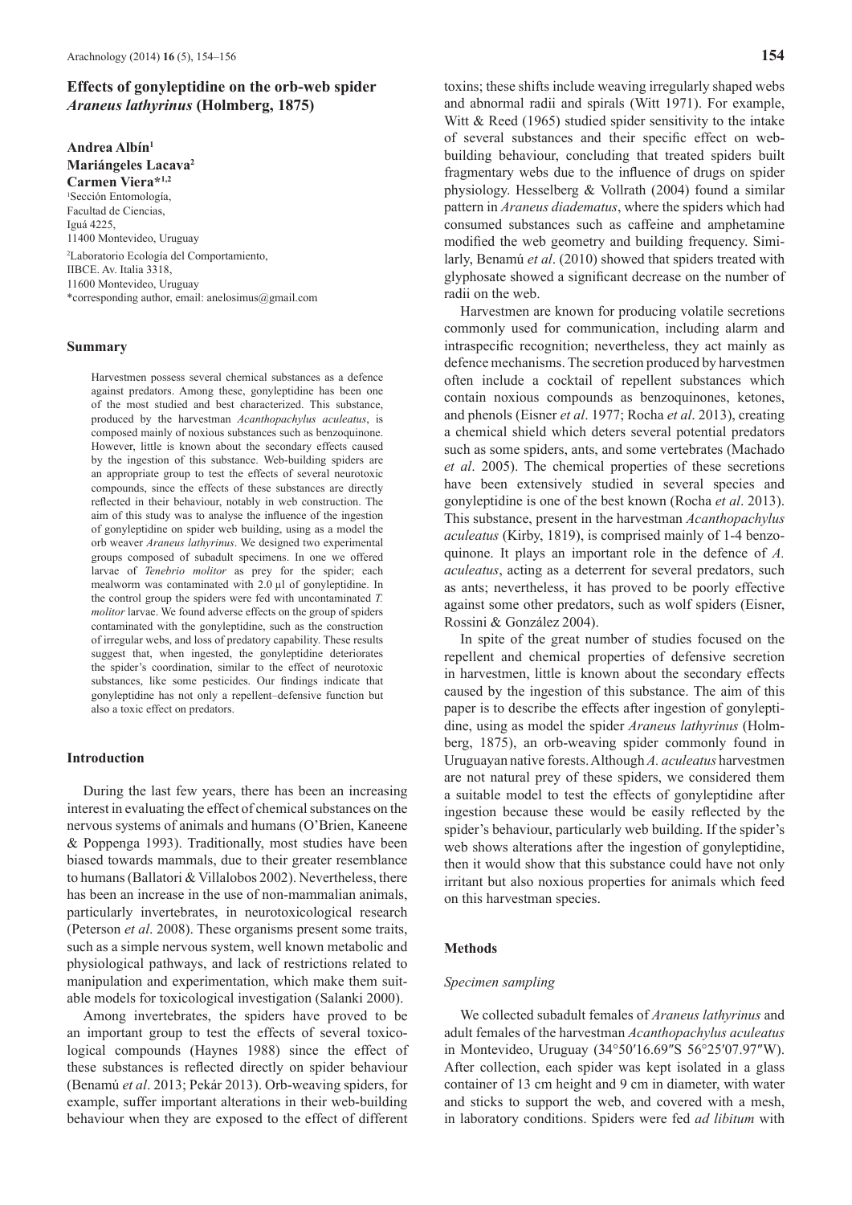# Effects of gonyleptidine on the orb-web spider *Araneus lathyrinus* (Holmberg, 1875)

**Andrea Albín[1]**
**Mariángeles Lacava[2]**
**Carmen Viera*[1,2]**

[1]Sección Entomología,
Facultad de Ciencias,
Iguá 4225,
11400 Montevideo, Uruguay

[2]Laboratorio Ecología del Comportamiento,
IIBCE. Av. Italia 3318,
11600 Montevideo, Uruguay

*corresponding author, email: anelosimus@gmail.com

## Summary

Harvestmen possess several chemical substances as a defence against predators. Among these, gonyleptidine has been one of the most studied and best characterized. This substance, produced by the harvestman *Acanthopachylus aculeatus*, is composed mainly of noxious substances such as benzoquinone. However, little is known about the secondary effects caused by the ingestion of this substance. Web-building spiders are an appropriate group to test the effects of several neurotoxic compounds, since the effects of these substances are directly reflected in their behaviour, notably in web construction. The aim of this study was to analyse the influence of the ingestion of gonyleptidine on spider web building, using as a model the orb weaver *Araneus lathyrinus*. We designed two experimental groups composed of subadult specimens. In one we offered larvae of *Tenebrio molitor* as prey for the spider; each mealworm was contaminated with 2.0 µl of gonyleptidine. In the control group the spiders were fed with uncontaminated *T. molitor* larvae. We found adverse effects on the group of spiders contaminated with the gonyleptidine, such as the construction of irregular webs, and loss of predatory capability. These results suggest that, when ingested, the gonyleptidine deteriorates the spider's coordination, similar to the effect of neurotoxic substances, like some pesticides. Our findings indicate that gonyleptidine has not only a repellent–defensive function but also a toxic effect on predators.

## Introduction

During the last few years, there has been an increasing interest in evaluating the effect of chemical substances on the nervous systems of animals and humans (O'Brien, Kaneene & Poppenga 1993). Traditionally, most studies have been biased towards mammals, due to their greater resemblance to humans (Ballatori & Villalobos 2002). Nevertheless, there has been an increase in the use of non-mammalian animals, particularly invertebrates, in neurotoxicological research (Peterson *et al*. 2008). These organisms present some traits, such as a simple nervous system, well known metabolic and physiological pathways, and lack of restrictions related to manipulation and experimentation, which make them suitable models for toxicological investigation (Salanki 2000).

Among invertebrates, the spiders have proved to be an important group to test the effects of several toxicological compounds (Haynes 1988) since the effect of these substances is reflected directly on spider behaviour (Benamú *et al*. 2013; Pekár 2013). Orb-weaving spiders, for example, suffer important alterations in their web-building behaviour when they are exposed to the effect of different toxins; these shifts include weaving irregularly shaped webs and abnormal radii and spirals (Witt 1971). For example, Witt & Reed (1965) studied spider sensitivity to the intake of several substances and their specific effect on web-building behaviour, concluding that treated spiders built fragmentary webs due to the influence of drugs on spider physiology. Hesselberg & Vollrath (2004) found a similar pattern in *Araneus diadematus*, where the spiders which had consumed substances such as caffeine and amphetamine modified the web geometry and building frequency. Similarly, Benamú *et al*. (2010) showed that spiders treated with glyphosate showed a significant decrease on the number of radii on the web.

Harvestmen are known for producing volatile secretions commonly used for communication, including alarm and intraspecific recognition; nevertheless, they act mainly as defence mechanisms. The secretion produced by harvestmen often include a cocktail of repellent substances which contain noxious compounds as benzoquinones, ketones, and phenols (Eisner *et al*. 1977; Rocha *et al*. 2013), creating a chemical shield which deters several potential predators such as some spiders, ants, and some vertebrates (Machado *et al*. 2005). The chemical properties of these secretions have been extensively studied in several species and gonyleptidine is one of the best known (Rocha *et al*. 2013). This substance, present in the harvestman *Acanthopachylus aculeatus* (Kirby, 1819), is comprised mainly of 1-4 benzoquinone. It plays an important role in the defence of *A. aculeatus*, acting as a deterrent for several predators, such as ants; nevertheless, it has proved to be poorly effective against some other predators, such as wolf spiders (Eisner, Rossini & González 2004).

In spite of the great number of studies focused on the repellent and chemical properties of defensive secretion in harvestmen, little is known about the secondary effects caused by the ingestion of this substance. The aim of this paper is to describe the effects after ingestion of gonyleptidine, using as model the spider *Araneus lathyrinus* (Holmberg, 1875), an orb-weaving spider commonly found in Uruguayan native forests. Although *A. aculeatus* harvestmen are not natural prey of these spiders, we considered them a suitable model to test the effects of gonyleptidine after ingestion because these would be easily reflected by the spider's behaviour, particularly web building. If the spider's web shows alterations after the ingestion of gonyleptidine, then it would show that this substance could have not only irritant but also noxious properties for animals which feed on this harvestman species.

## Methods

### *Specimen sampling*

We collected subadult females of *Araneus lathyrinus* and adult females of the harvestman *Acanthopachylus aculeatus* in Montevideo, Uruguay (34°50′16.69″S 56°25′07.97″W). After collection, each spider was kept isolated in a glass container of 13 cm height and 9 cm in diameter, with water and sticks to support the web, and covered with a mesh, in laboratory conditions. Spiders were fed *ad libitum* with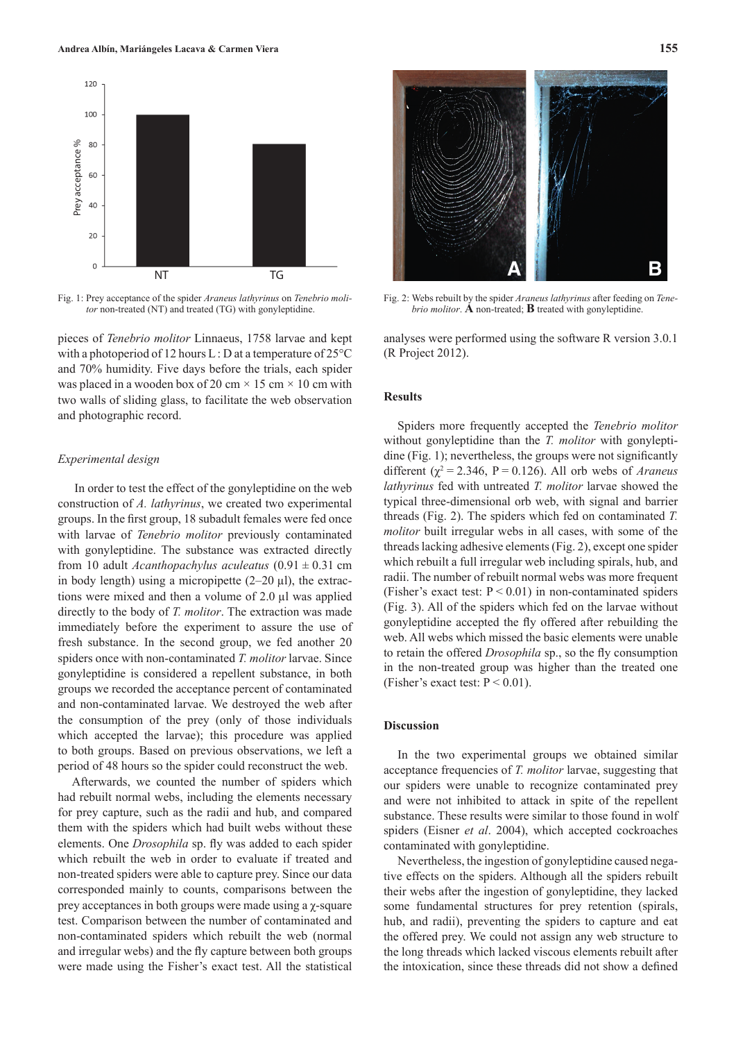Fig. 1: Prey acceptance of the spider *Araneus lathyrinus* on *Tenebrio molitor* non-treated (NT) and treated (TG) with gonyleptidine.

Fig. 2: Webs rebuilt by the spider *Araneus lathyrinus* after feeding on *Tenebrio molitor*. **A** non-treated; **B** treated with gonyleptidine.

pieces of *Tenebrio molitor* Linnaeus, 1758 larvae and kept with a photoperiod of 12 hours L : D at a temperature of 25°C and 70% humidity. Five days before the trials, each spider was placed in a wooden box of 20 cm × 15 cm × 10 cm with two walls of sliding glass, to facilitate the web observation and photographic record.

### *Experimental design*

In order to test the effect of the gonyleptidine on the web construction of *A. lathyrinus*, we created two experimental groups. In the first group, 18 subadult females were fed once with larvae of *Tenebrio molitor* previously contaminated with gonyleptidine. The substance was extracted directly from 10 adult *Acanthopachylus aculeatus* (0.91 ± 0.31 cm in body length) using a micropipette (2–20 µl), the extractions were mixed and then a volume of 2.0 µl was applied directly to the body of *T. molitor*. The extraction was made immediately before the experiment to assure the use of fresh substance. In the second group, we fed another 20 spiders once with non-contaminated *T. molitor* larvae. Since gonyleptidine is considered a repellent substance, in both groups we recorded the acceptance percent of contaminated and non-contaminated larvae. We destroyed the web after the consumption of the prey (only of those individuals which accepted the larvae); this procedure was applied to both groups. Based on previous observations, we left a period of 48 hours so the spider could reconstruct the web.

Afterwards, we counted the number of spiders which had rebuilt normal webs, including the elements necessary for prey capture, such as the radii and hub, and compared them with the spiders which had built webs without these elements. One *Drosophila* sp. fly was added to each spider which rebuilt the web in order to evaluate if treated and non-treated spiders were able to capture prey. Since our data corresponded mainly to counts, comparisons between the prey acceptances in both groups were made using a χ-square test. Comparison between the number of contaminated and non-contaminated spiders which rebuilt the web (normal and irregular webs) and the fly capture between both groups were made using the Fisher's exact test. All the statistical analyses were performed using the software R version 3.0.1 (R Project 2012).

## Results

Spiders more frequently accepted the *Tenebrio molitor* without gonyleptidine than the *T. molitor* with gonyleptidine (Fig. 1); nevertheless, the groups were not significantly different ($\chi^2 = 2.346$, $P = 0.126$). All orb webs of *Araneus lathyrinus* fed with untreated *T. molitor* larvae showed the typical three-dimensional orb web, with signal and barrier threads (Fig. 2). The spiders which fed on contaminated *T. molitor* built irregular webs in all cases, with some of the threads lacking adhesive elements (Fig. 2), except one spider which rebuilt a full irregular web including spirals, hub, and radii. The number of rebuilt normal webs was more frequent (Fisher's exact test: $P < 0.01$) in non-contaminated spiders (Fig. 3). All of the spiders which fed on the larvae without gonyleptidine accepted the fly offered after rebuilding the web. All webs which missed the basic elements were unable to retain the offered *Drosophila* sp., so the fly consumption in the non-treated group was higher than the treated one (Fisher's exact test: $P < 0.01$).

## Discussion

In the two experimental groups we obtained similar acceptance frequencies of *T. molitor* larvae, suggesting that our spiders were unable to recognize contaminated prey and were not inhibited to attack in spite of the repellent substance. These results were similar to those found in wolf spiders (Eisner *et al*. 2004), which accepted cockroaches contaminated with gonyleptidine.

Nevertheless, the ingestion of gonyleptidine caused negative effects on the spiders. Although all the spiders rebuilt their webs after the ingestion of gonyleptidine, they lacked some fundamental structures for prey retention (spirals, hub, and radii), preventing the spiders to capture and eat the offered prey. We could not assign any web structure to the long threads which lacked viscous elements rebuilt after the intoxication, since these threads did not show a defined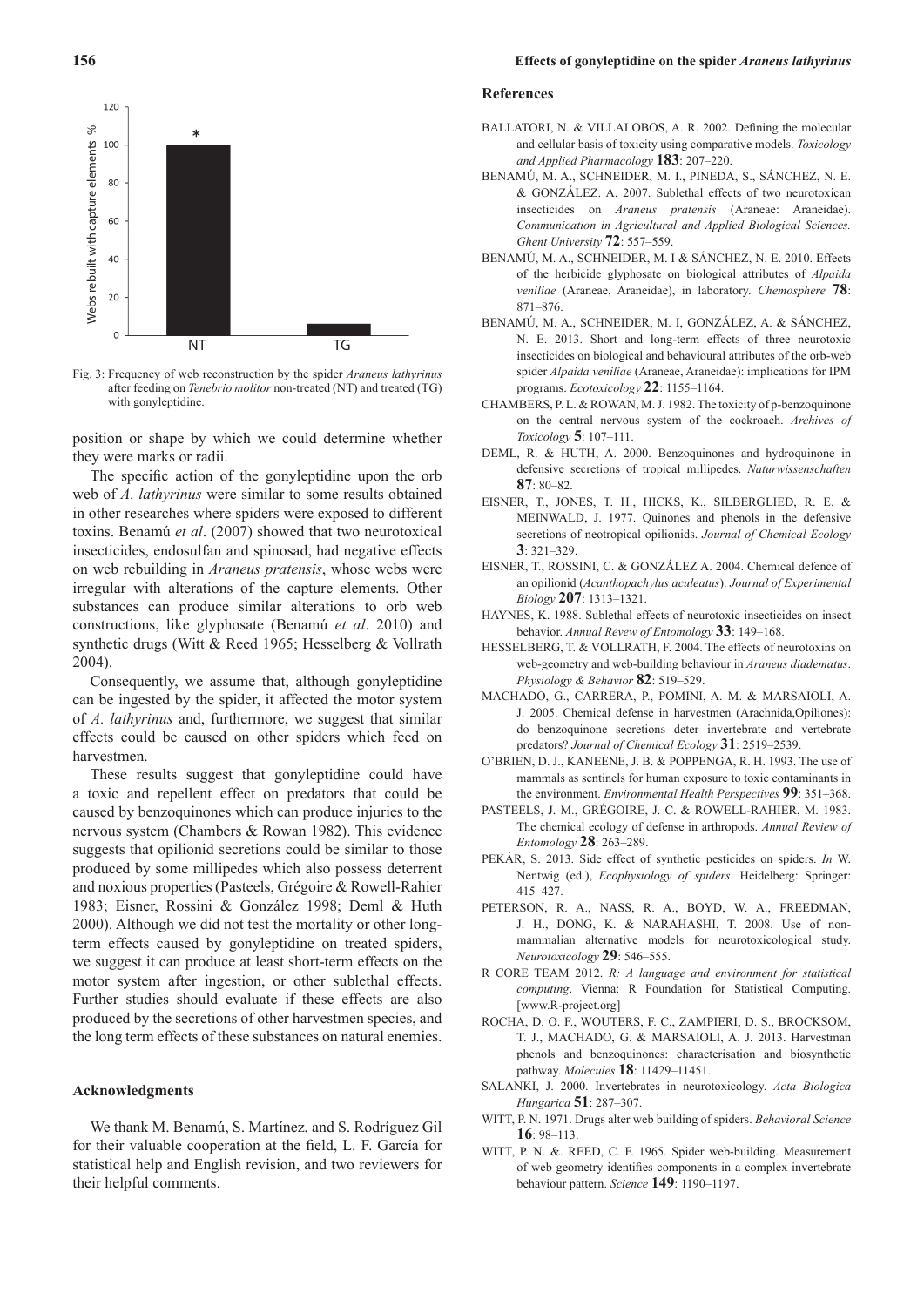120

100

80

60

40

20

0

Webs rebuilt with capture elements %

*

NT

TG

Fig. 3: Frequency of web reconstruction by the spider *Araneus lathyrinus* after feeding on *Tenebrio molitor* non-treated (NT) and treated (TG) with gonyleptidine.

position or shape by which we could determine whether they were marks or radii.

The specific action of the gonyleptidine upon the orb web of *A. lathyrinus* were similar to some results obtained in other researches where spiders were exposed to different toxins. Benamú *et al*. (2007) showed that two neurotoxical insecticides, endosulfan and spinosad, had negative effects on web rebuilding in *Araneus pratensis*, whose webs were irregular with alterations of the capture elements. Other substances can produce similar alterations to orb web constructions, like glyphosate (Benamú *et al*. 2010) and synthetic drugs (Witt & Reed 1965; Hesselberg & Vollrath 2004).

Consequently, we assume that, although gonyleptidine can be ingested by the spider, it affected the motor system of *A. lathyrinus* and, furthermore, we suggest that similar effects could be caused on other spiders which feed on harvestmen.

These results suggest that gonyleptidine could have a toxic and repellent effect on predators that could be caused by benzoquinones which can produce injuries to the nervous system (Chambers & Rowan 1982). This evidence suggests that opilionid secretions could be similar to those produced by some millipedes which also possess deterrent and noxious properties (Pasteels, Grégoire & Rowell-Rahier 1983; Eisner, Rossini & González 1998; Deml & Huth 2000). Although we did not test the mortality or other long-term effects caused by gonyleptidine on treated spiders, we suggest it can produce at least short-term effects on the motor system after ingestion, or other sublethal effects. Further studies should evaluate if these effects are also produced by the secretions of other harvestmen species, and the long term effects of these substances on natural enemies.

## Acknowledgments

We thank M. Benamú, S. Martínez, and S. Rodríguez Gil for their valuable cooperation at the field, L. F. García for statistical help and English revision, and two reviewers for their helpful comments.

## References

BALLATORI, N. & VILLALOBOS, A. R. 2002. Defining the molecular and cellular basis of toxicity using comparative models. *Toxicology and Applied Pharmacology* **183**: 207–220.

BENAMÚ, M. A., SCHNEIDER, M. I., PINEDA, S., SÁNCHEZ, N. E. & GONZÁLEZ. A. 2007. Sublethal effects of two neurotoxican insecticides on *Araneus pratensis* (Araneae: Araneidae). *Communication in Agricultural and Applied Biological Sciences. Ghent University* **72**: 557–559.

BENAMÚ, M. A., SCHNEIDER, M. I & SÁNCHEZ, N. E. 2010. Effects of the herbicide glyphosate on biological attributes of *Alpaida veniliae* (Araneae, Araneidae), in laboratory. *Chemosphere* **78**: 871–876.

BENAMÚ, M. A., SCHNEIDER, M. I, GONZÁLEZ, A. & SÁNCHEZ, N. E. 2013. Short and long-term effects of three neurotoxic insecticides on biological and behavioural attributes of the orb-web spider *Alpaida veniliae* (Araneae, Araneidae): implications for IPM programs. *Ecotoxicology* **22**: 1155–1164.

CHAMBERS, P. L. & ROWAN, M. J. 1982. The toxicity of p-benzoquinone on the central nervous system of the cockroach. *Archives of Toxicology* **5**: 107–111.

DEML, R. & HUTH, A. 2000. Benzoquinones and hydroquinone in defensive secretions of tropical millipedes. *Naturwissenschaften* **87**: 80–82.

EISNER, T., JONES, T. H., HICKS, K., SILBERGLIED, R. E. & MEINWALD, J. 1977. Quinones and phenols in the defensive secretions of neotropical opilionids. *Journal of Chemical Ecology* **3**: 321–329.

EISNER, T., ROSSINI, C. & GONZÁLEZ A. 2004. Chemical defence of an opilionid (*Acanthopachylus aculeatus*). *Journal of Experimental Biology* **207**: 1313–1321.

HAYNES, K. 1988. Sublethal effects of neurotoxic insecticides on insect behavior. *Annual Revew of Entomology* **33**: 149–168.

HESSELBERG, T. & VOLLRATH, F. 2004. The effects of neurotoxins on web-geometry and web-building behaviour in *Araneus diadematus*. *Physiology & Behavior* **82**: 519–529.

MACHADO, G., CARRERA, P., POMINI, A. M. & MARSAIOLI, A. J. 2005. Chemical defense in harvestmen (Arachnida,Opiliones): do benzoquinone secretions deter invertebrate and vertebrate predators? *Journal of Chemical Ecology* **31**: 2519–2539.

O'BRIEN, D. J., KANEENE, J. B. & POPPENGA, R. H. 1993. The use of mammals as sentinels for human exposure to toxic contaminants in the environment. *Environmental Health Perspectives* **99**: 351–368.

PASTEELS, J. M., GRÉGOIRE, J. C. & ROWELL-RAHIER, M. 1983. The chemical ecology of defense in arthropods. *Annual Review of Entomology* **28**: 263–289.

PEKÁR, S. 2013. Side effect of synthetic pesticides on spiders. *In* W. Nentwig (ed.), *Ecophysiology of spiders*. Heidelberg: Springer: 415–427.

PETERSON, R. A., NASS, R. A., BOYD, W. A., FREEDMAN, J. H., DONG, K. & NARAHASHI, T. 2008. Use of non-mammalian alternative models for neurotoxicological study. *Neurotoxicology* **29**: 546–555.

R CORE TEAM 2012. *R: A language and environment for statistical computing*. Vienna: R Foundation for Statistical Computing. [www.R-project.org]

ROCHA, D. O. F., WOUTERS, F. C., ZAMPIERI, D. S., BROCKSOM, T. J., MACHADO, G. & MARSAIOLI, A. J. 2013. Harvestman phenols and benzoquinones: characterisation and biosynthetic pathway. *Molecules* **18**: 11429–11451.

SALANKI, J. 2000. Invertebrates in neurotoxicology. *Acta Biologica Hungarica* **51**: 287–307.

WITT, P. N. 1971. Drugs alter web building of spiders. *Behavioral Science* **16**: 98–113.

WITT, P. N. &. REED, C. F. 1965. Spider web-building. Measurement of web geometry identifies components in a complex invertebrate behaviour pattern. *Science* **149**: 1190–1197.